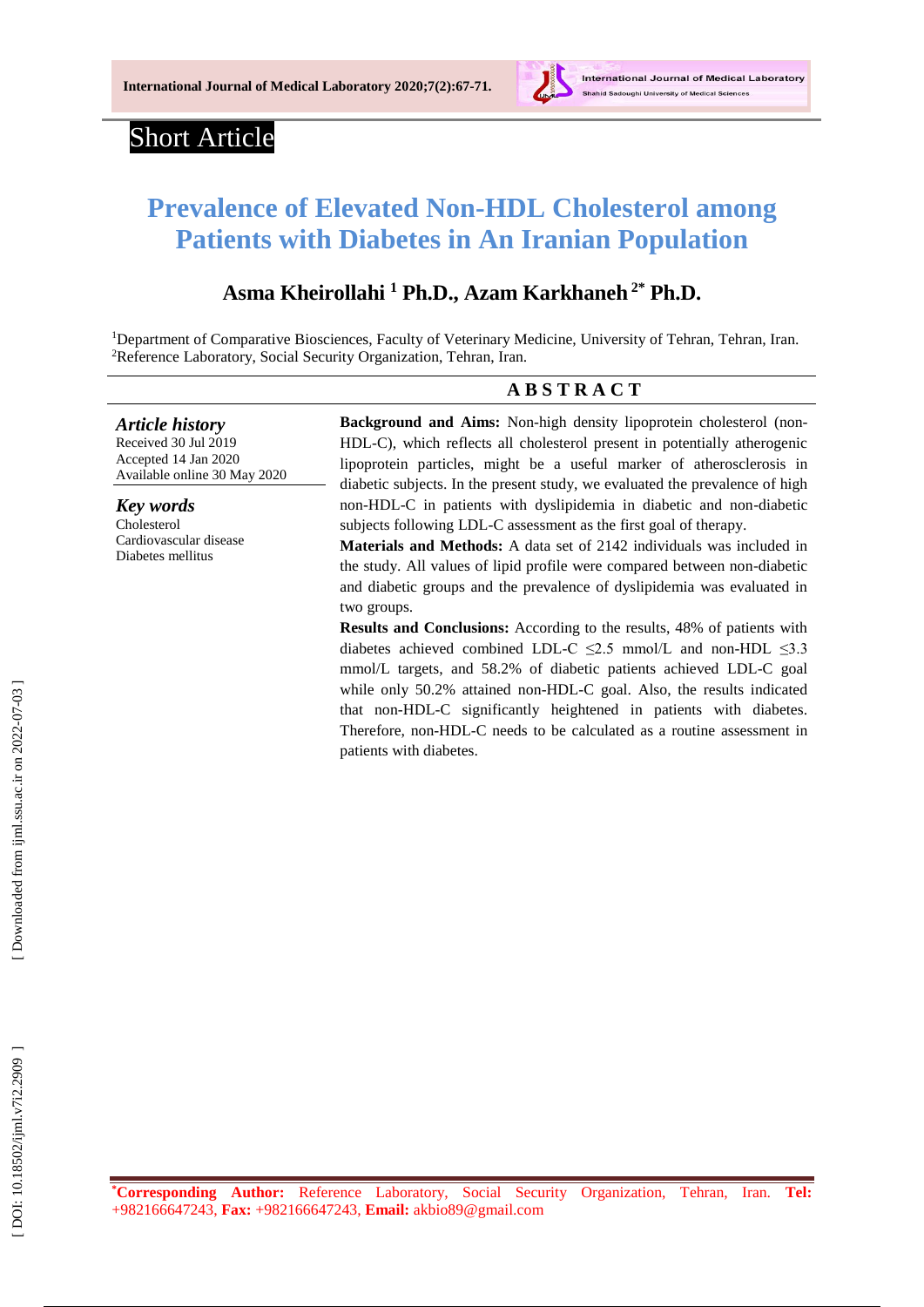Short Article

# Prevalence of Elevated Non-HDL Cholesterol among Patients with Diabetes in An Iranian Population

**Asma Kheirollahi [1] Ph.D., Azam Karkhaneh [2*] Ph.D.**

[1]Department of Comparative Biosciences, Faculty of Veterinary Medicine, University of Tehran, Tehran, Iran.
[2]Reference Laboratory, Social Security Organization, Tehran, Iran.

## ABSTRACT

***Article history***
Received 30 Jul 2019
Accepted 14 Jan 2020
Available online 30 May 2020

***Key words***
Cholesterol
Cardiovascular disease
Diabetes mellitus

**Background and Aims:** Non-high density lipoprotein cholesterol (non-HDL-C), which reflects all cholesterol present in potentially atherogenic lipoprotein particles, might be a useful marker of atherosclerosis in diabetic subjects. In the present study, we evaluated the prevalence of high non-HDL-C in patients with dyslipidemia in diabetic and non-diabetic subjects following LDL-C assessment as the first goal of therapy.

**Materials and Methods:** A data set of 2142 individuals was included in the study. All values of lipid profile were compared between non-diabetic and diabetic groups and the prevalence of dyslipidemia was evaluated in two groups.

**Results and Conclusions:** According to the results, 48% of patients with diabetes achieved combined LDL-C $\leq$2.5 mmol/L and non-HDL $\leq$3.3 mmol/L targets, and 58.2% of diabetic patients achieved LDL-C goal while only 50.2% attained non-HDL-C goal. Also, the results indicated that non-HDL-C significantly heightened in patients with diabetes. Therefore, non-HDL-C needs to be calculated as a routine assessment in patients with diabetes.

[*]**Corresponding Author:** Reference Laboratory, Social Security Organization, Tehran, Iran. **Tel:** +982166647243, **Fax:** +982166647243, **Email:** akbio89@gmail.com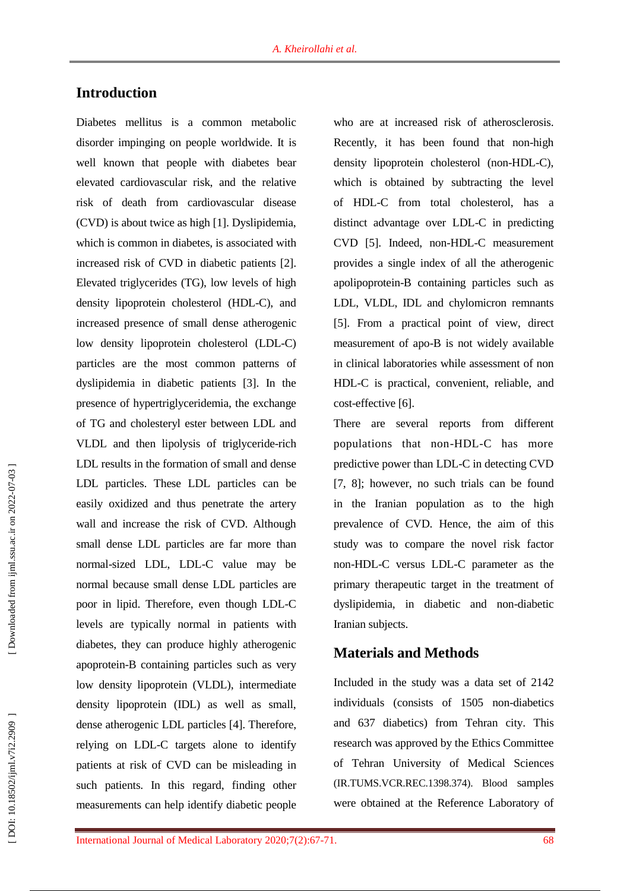## Introduction

Diabetes mellitus is a common metabolic disorder impinging on people worldwide. It is well known that people with diabetes bear elevated cardiovascular risk, and the relative risk of death from cardiovascular disease (CVD) is about twice as high [1]. Dyslipidemia, which is common in diabetes, is associated with increased risk of CVD in diabetic patients [2]. Elevated triglycerides (TG), low levels of high density lipoprotein cholesterol (HDL-C), and increased presence of small dense atherogenic low density lipoprotein cholesterol (LDL-C) particles are the most common patterns of dyslipidemia in diabetic patients [3]. In the presence of hypertriglyceridemia, the exchange of TG and cholesteryl ester between LDL and VLDL and then lipolysis of triglyceride-rich LDL results in the formation of small and dense LDL particles. These LDL particles can be easily oxidized and thus penetrate the artery wall and increase the risk of CVD. Although small dense LDL particles are far more than normal-sized LDL, LDL-C value may be normal because small dense LDL particles are poor in lipid. Therefore, even though LDL-C levels are typically normal in patients with diabetes, they can produce highly atherogenic apoprotein-B containing particles such as very low density lipoprotein (VLDL), intermediate density lipoprotein (IDL) as well as small, dense atherogenic LDL particles [4]. Therefore, relying on LDL-C targets alone to identify patients at risk of CVD can be misleading in such patients. In this regard, finding other measurements can help identify diabetic people who are at increased risk of atherosclerosis. Recently, it has been found that non-high density lipoprotein cholesterol (non-HDL-C), which is obtained by subtracting the level of HDL-C from total cholesterol, has a distinct advantage over LDL-C in predicting CVD [5]. Indeed, non-HDL-C measurement provides a single index of all the atherogenic apolipoprotein-B containing particles such as LDL, VLDL, IDL and chylomicron remnants [5]. From a practical point of view, direct measurement of apo-B is not widely available in clinical laboratories while assessment of non HDL-C is practical, convenient, reliable, and cost-effective [6].

There are several reports from different populations that non-HDL-C has more predictive power than LDL-C in detecting CVD [7, 8]; however, no such trials can be found in the Iranian population as to the high prevalence of CVD. Hence, the aim of this study was to compare the novel risk factor non-HDL-C versus LDL-C parameter as the primary therapeutic target in the treatment of dyslipidemia, in diabetic and non-diabetic Iranian subjects.

## Materials and Methods

Included in the study was a data set of 2142 individuals (consists of 1505 non-diabetics and 637 diabetics) from Tehran city. This research was approved by the Ethics Committee of Tehran University of Medical Sciences (IR.TUMS.VCR.REC.1398.374). Blood samples were obtained at the Reference Laboratory of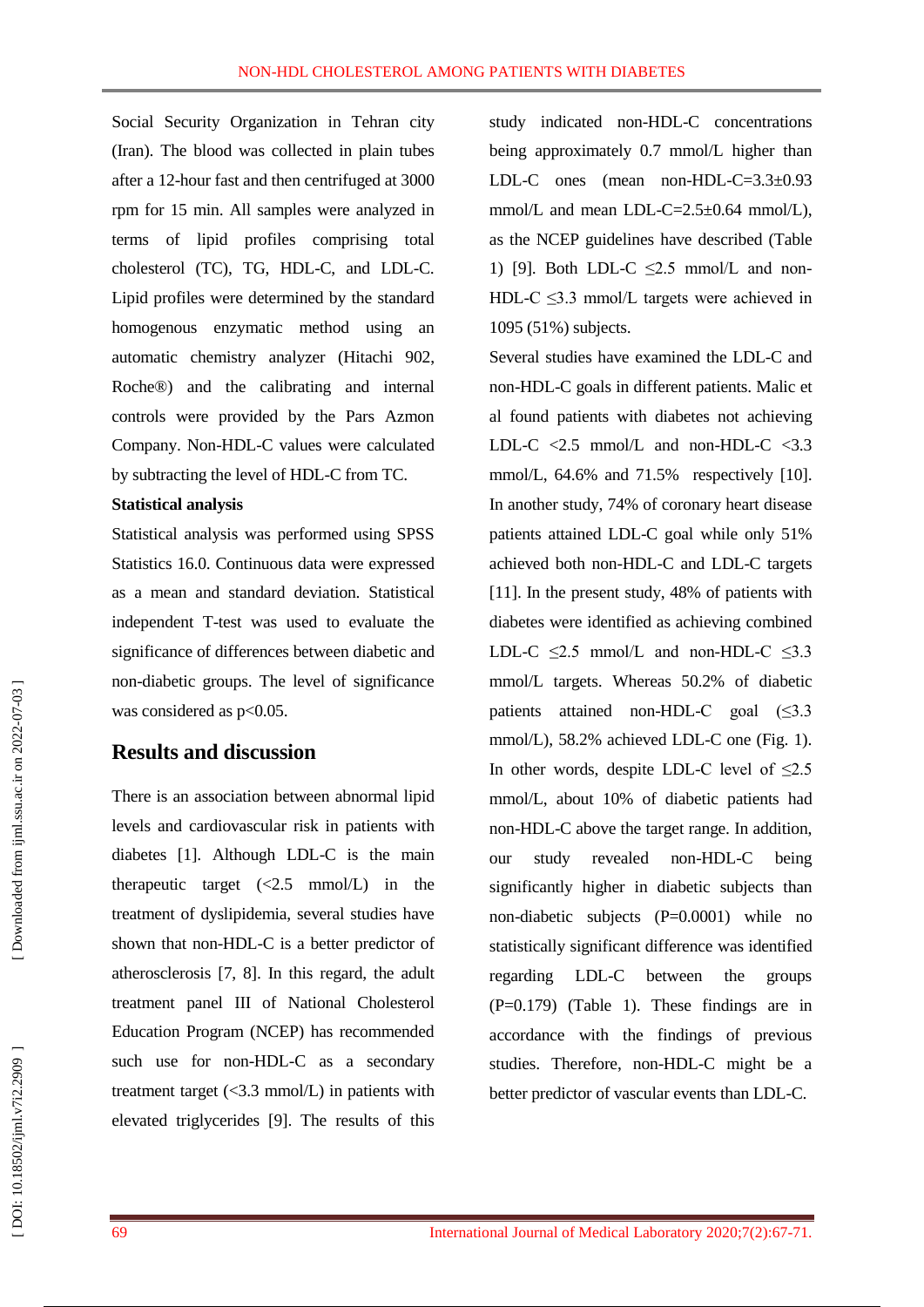Social Security Organization in Tehran city (Iran). The blood was collected in plain tubes after a 12-hour fast and then centrifuged at 3000 rpm for 15 min. All samples were analyzed in terms of lipid profiles comprising total cholesterol (TC), TG, HDL-C, and LDL-C. Lipid profiles were determined by the standard homogenous enzymatic method using an automatic chemistry analyzer (Hitachi 902, Roche®) and the calibrating and internal controls were provided by the Pars Azmon Company. Non-HDL-C values were calculated by subtracting the level of HDL-C from TC.

**Statistical analysis**

Statistical analysis was performed using SPSS Statistics 16.0. Continuous data were expressed as a mean and standard deviation. Statistical independent T-test was used to evaluate the significance of differences between diabetic and non-diabetic groups. The level of significance was considered as $p<0.05$.

## Results and discussion

There is an association between abnormal lipid levels and cardiovascular risk in patients with diabetes [1]. Although LDL-C is the main therapeutic target (<2.5 mmol/L) in the treatment of dyslipidemia, several studies have shown that non-HDL-C is a better predictor of atherosclerosis [7, 8]. In this regard, the adult treatment panel III of National Cholesterol Education Program (NCEP) has recommended such use for non-HDL-C as a secondary treatment target (<3.3 mmol/L) in patients with elevated triglycerides [9]. The results of this study indicated non-HDL-C concentrations being approximately 0.7 mmol/L higher than LDL-C ones (mean non-HDL-C=3.3±0.93 mmol/L and mean LDL-C=2.5±0.64 mmol/L), as the NCEP guidelines have described (Table 1) [9]. Both LDL-C ≤2.5 mmol/L and non-HDL-C ≤3.3 mmol/L targets were achieved in 1095 (51%) subjects.

Several studies have examined the LDL-C and non-HDL-C goals in different patients. Malic et al found patients with diabetes not achieving LDL-C <2.5 mmol/L and non-HDL-C <3.3 mmol/L, 64.6% and 71.5% respectively [10]. In another study, 74% of coronary heart disease patients attained LDL-C goal while only 51% achieved both non-HDL-C and LDL-C targets [11]. In the present study, 48% of patients with diabetes were identified as achieving combined LDL-C ≤2.5 mmol/L and non-HDL-C ≤3.3 mmol/L targets. Whereas 50.2% of diabetic patients attained non-HDL-C goal (≤3.3 mmol/L), 58.2% achieved LDL-C one (Fig. 1). In other words, despite LDL-C level of ≤2.5 mmol/L, about 10% of diabetic patients had non-HDL-C above the target range. In addition, our study revealed non-HDL-C being significantly higher in diabetic subjects than non-diabetic subjects ($P=0.0001$) while no statistically significant difference was identified regarding LDL-C between the groups ($P=0.179$) (Table 1). These findings are in accordance with the findings of previous studies. Therefore, non-HDL-C might be a better predictor of vascular events than LDL-C.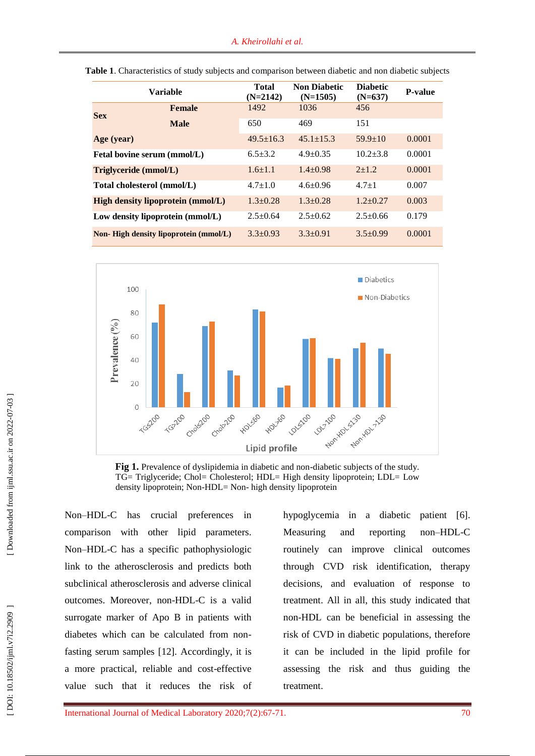**Table 1**. Characteristics of study subjects and comparison between diabetic and non diabetic subjects

| Variable | | Total (N=2142) | Non Diabetic (N=1505) | Diabetic (N=637) | P-value |
|---|---|---|---|---|---|
| Sex | Female | 1492 | 1036 | 456 | |
| | Male | 650 | 469 | 151 | |
| Age (year) | | 49.5±16.3 | 45.1±15.3 | 59.9±10 | 0.0001 |
| Fetal bovine serum (mmol/L) | | 6.5±3.2 | 4.9±0.35 | 10.2±3.8 | 0.0001 |
| Triglyceride (mmol/L) | | 1.6±1.1 | 1.4±0.98 | 2±1.2 | 0.0001 |
| Total cholesterol (mmol/L) | | 4.7±1.0 | 4.6±0.96 | 4.7±1 | 0.007 |
| High density lipoprotein (mmol/L) | | 1.3±0.28 | 1.3±0.28 | 1.2±0.27 | 0.003 |
| Low density lipoprotein (mmol/L) | | 2.5±0.64 | 2.5±0.62 | 2.5±0.66 | 0.179 |
| Non- High density lipoprotein (mmol/L) | | 3.3±0.93 | 3.3±0.91 | 3.5±0.99 | 0.0001 |

**Fig 1.** Prevalence of dyslipidemia in diabetic and non-diabetic subjects of the study. TG= Triglyceride; Chol= Cholesterol; HDL= High density lipoprotein; LDL= Low density lipoprotein; Non-HDL= Non- high density lipoprotein

Non–HDL-C has crucial preferences in comparison with other lipid parameters. Non–HDL-C has a specific pathophysiologic link to the atherosclerosis and predicts both subclinical atherosclerosis and adverse clinical outcomes. Moreover, non-HDL-C is a valid surrogate marker of Apo B in patients with diabetes which can be calculated from non-fasting serum samples [12]. Accordingly, it is a more practical, reliable and cost-effective value such that it reduces the risk of hypoglycemia in a diabetic patient [6]. Measuring and reporting non–HDL-C routinely can improve clinical outcomes through CVD risk identification, therapy decisions, and evaluation of response to treatment. All in all, this study indicated that non-HDL can be beneficial in assessing the risk of CVD in diabetic populations, therefore it can be included in the lipid profile for assessing the risk and thus guiding the treatment.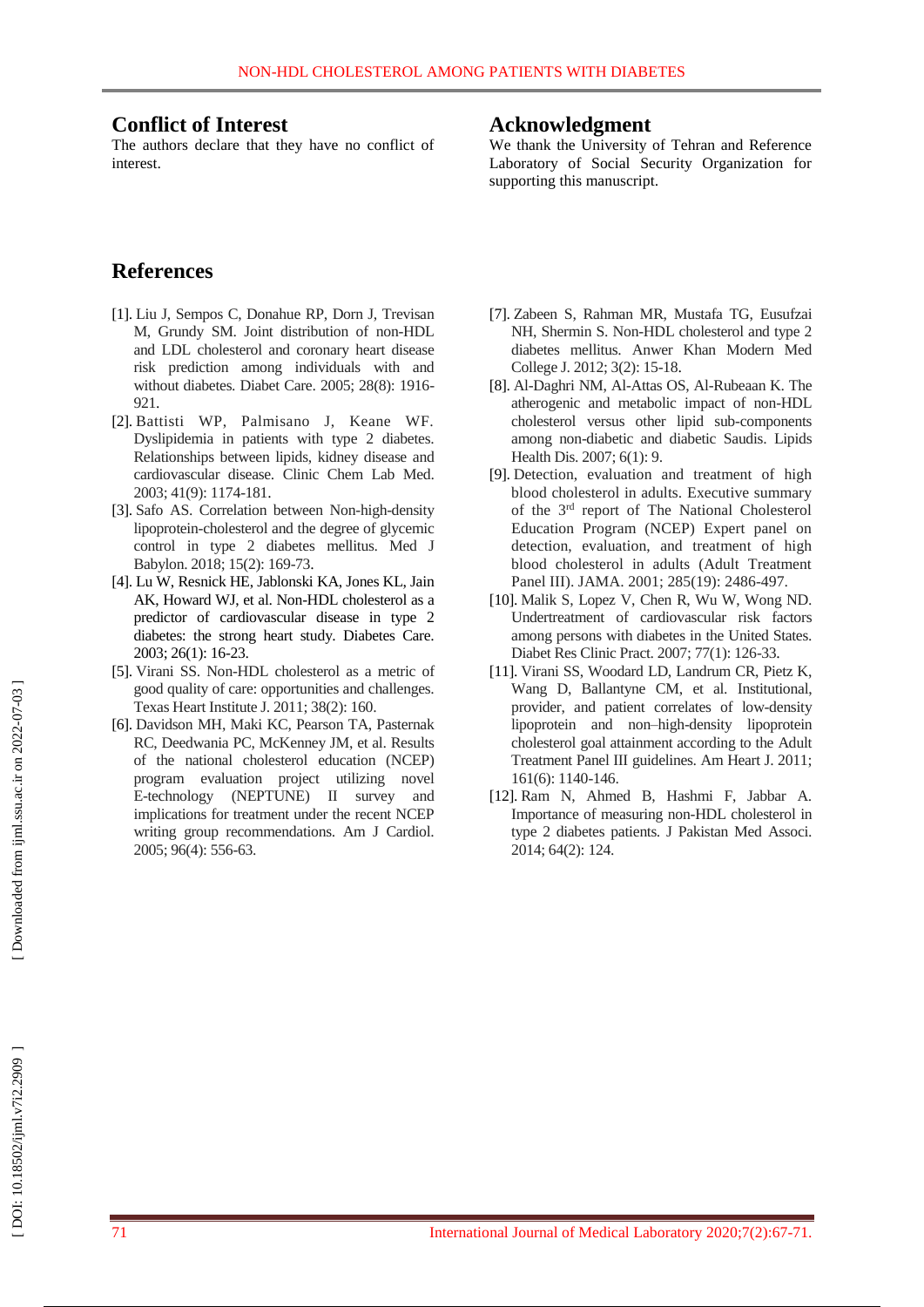## Conflict of Interest

The authors declare that they have no conflict of interest.

## Acknowledgment

We thank the University of Tehran and Reference Laboratory of Social Security Organization for supporting this manuscript.

## References

[1]. Liu J, Sempos C, Donahue RP, Dorn J, Trevisan M, Grundy SM. Joint distribution of non-HDL and LDL cholesterol and coronary heart disease risk prediction among individuals with and without diabetes. Diabet Care. 2005; 28(8): 1916-921.

[2]. Battisti WP, Palmisano J, Keane WF. Dyslipidemia in patients with type 2 diabetes. Relationships between lipids, kidney disease and cardiovascular disease. Clinic Chem Lab Med. 2003; 41(9): 1174-181.

[3]. Safo AS. Correlation between Non-high-density lipoprotein-cholesterol and the degree of glycemic control in type 2 diabetes mellitus. Med J Babylon. 2018; 15(2): 169-73.

[4]. Lu W, Resnick HE, Jablonski KA, Jones KL, Jain AK, Howard WJ, et al. Non-HDL cholesterol as a predictor of cardiovascular disease in type 2 diabetes: the strong heart study. Diabetes Care. 2003; 26(1): 16-23.

[5]. Virani SS. Non-HDL cholesterol as a metric of good quality of care: opportunities and challenges. Texas Heart Institute J. 2011; 38(2): 160.

[6]. Davidson MH, Maki KC, Pearson TA, Pasternak RC, Deedwania PC, McKenney JM, et al. Results of the national cholesterol education (NCEP) program evaluation project utilizing novel E-technology (NEPTUNE) II survey and implications for treatment under the recent NCEP writing group recommendations. Am J Cardiol. 2005; 96(4): 556-63.

[7]. Zabeen S, Rahman MR, Mustafa TG, Eusufzai NH, Shermin S. Non-HDL cholesterol and type 2 diabetes mellitus. Anwer Khan Modern Med College J. 2012; 3(2): 15-18.

[8]. Al-Daghri NM, Al-Attas OS, Al-Rubeaan K. The atherogenic and metabolic impact of non-HDL cholesterol versus other lipid sub-components among non-diabetic and diabetic Saudis. Lipids Health Dis. 2007; 6(1): 9.

[9]. Detection, evaluation and treatment of high blood cholesterol in adults. Executive summary of the 3rd report of The National Cholesterol Education Program (NCEP) Expert panel on detection, evaluation, and treatment of high blood cholesterol in adults (Adult Treatment Panel III). JAMA. 2001; 285(19): 2486-497.

[10]. Malik S, Lopez V, Chen R, Wu W, Wong ND. Undertreatment of cardiovascular risk factors among persons with diabetes in the United States. Diabet Res Clinic Pract. 2007; 77(1): 126-33.

[11]. Virani SS, Woodard LD, Landrum CR, Pietz K, Wang D, Ballantyne CM, et al. Institutional, provider, and patient correlates of low-density lipoprotein and non–high-density lipoprotein cholesterol goal attainment according to the Adult Treatment Panel III guidelines. Am Heart J. 2011; 161(6): 1140-146.

[12]. Ram N, Ahmed B, Hashmi F, Jabbar A. Importance of measuring non-HDL cholesterol in type 2 diabetes patients. J Pakistan Med Associ. 2014; 64(2): 124.